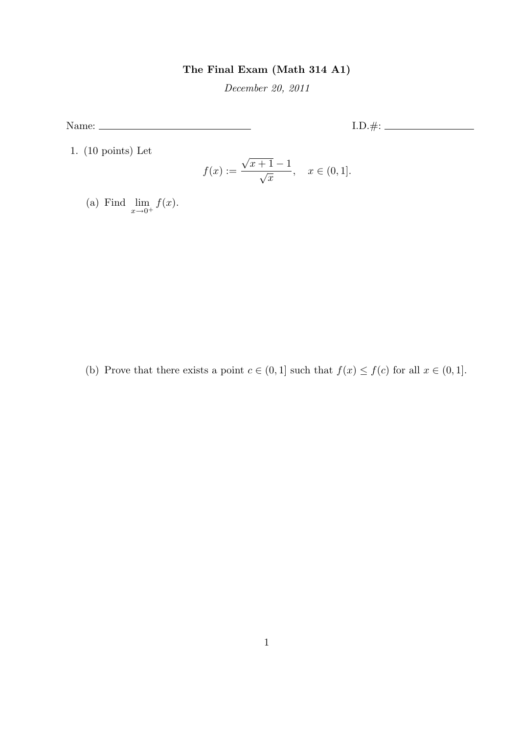**The Final Exam (Math 314 A1)**

*December 20, 2011*

Name: \_\_\_\_\_\_\_\_\_\_\_\_\_\_\_\_\_\_\_\_\_\_\_\_\_\_\_\_ I.D.#: \_\_\_\_\_\_\_\_\_\_\_\_\_\_\_\_\_\_

1. (10 points) Let

$$f(x) := \frac{\sqrt{x+1} - 1}{\sqrt{x}}, \quad x \in (0, 1].$$

   (a) Find $\lim_{x \to 0^+} f(x)$.

   (b) Prove that there exists a point $c \in (0, 1]$ such that $f(x) \leq f(c)$ for all $x \in (0, 1]$.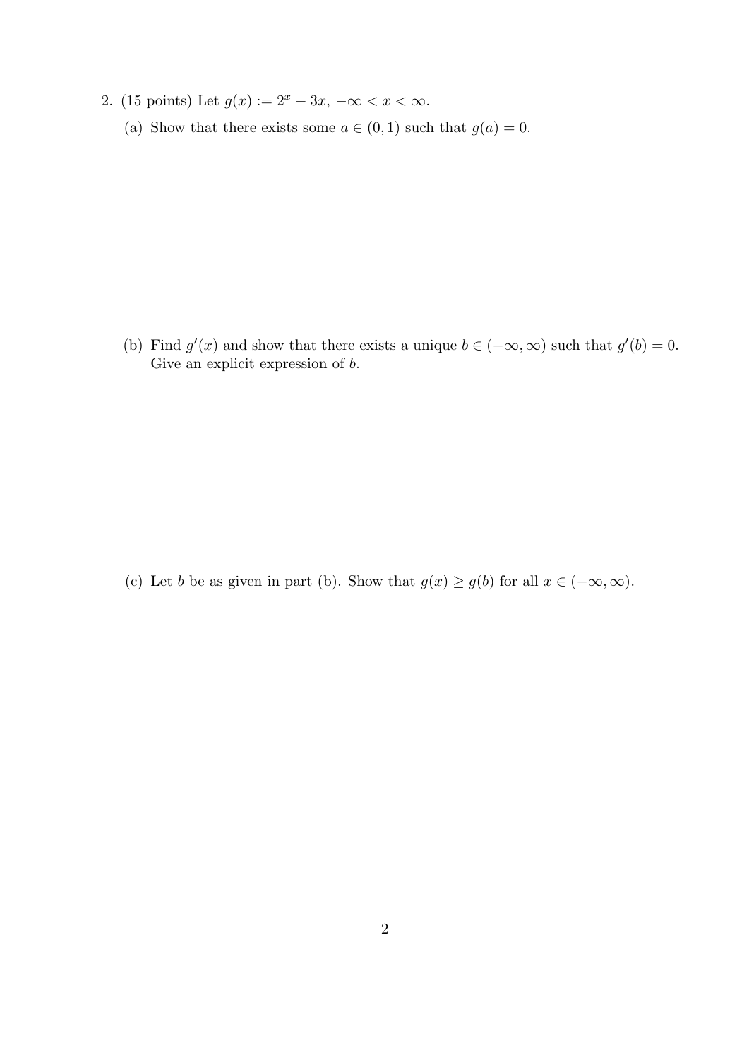2. (15 points) Let $g(x) := 2^x - 3x$, $-\infty < x < \infty$.

   (a) Show that there exists some $a \in (0, 1)$ such that $g(a) = 0$.

   (b) Find $g'(x)$ and show that there exists a unique $b \in (-\infty, \infty)$ such that $g'(b) = 0$. Give an explicit expression of $b$.

   (c) Let $b$ be as given in part (b). Show that $g(x) \geq g(b)$ for all $x \in (-\infty, \infty)$.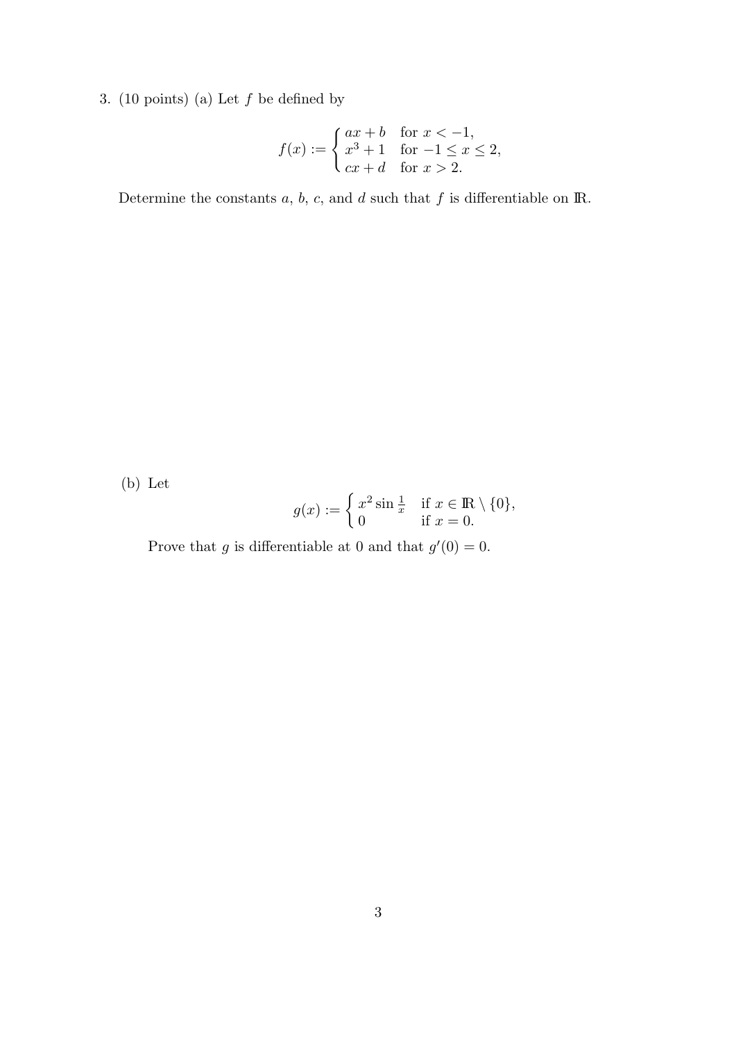3. (10 points) (a) Let $f$ be defined by

$$f(x) := \begin{cases} ax + b & \text{for } x < -1, \\ x^3 + 1 & \text{for } -1 \leq x \leq 2, \\ cx + d & \text{for } x > 2. \end{cases}$$

Determine the constants $a$, $b$, $c$, and $d$ such that $f$ is differentiable on $\mathbb{R}$.

(b) Let

$$g(x) := \begin{cases} x^2 \sin \frac{1}{x} & \text{if } x \in \mathbb{R} \setminus \{0\}, \\ 0 & \text{if } x = 0. \end{cases}$$

Prove that $g$ is differentiable at 0 and that $g'(0) = 0$.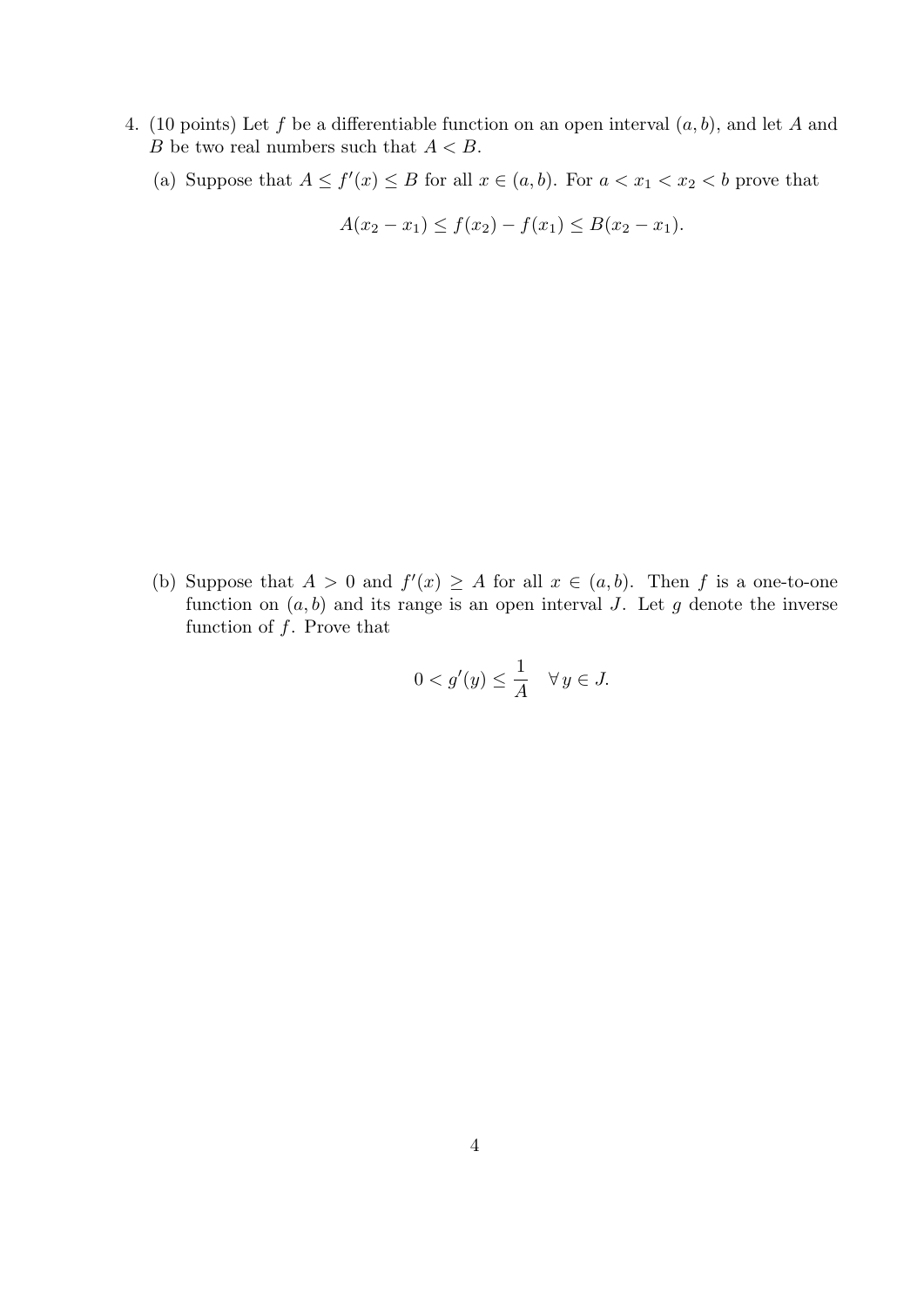4. (10 points) Let $f$ be a differentiable function on an open interval $(a, b)$, and let $A$ and $B$ be two real numbers such that $A < B$.

   (a) Suppose that $A \le f'(x) \le B$ for all $x \in (a, b)$. For $a < x_1 < x_2 < b$ prove that

   $$A(x_2 - x_1) \le f(x_2) - f(x_1) \le B(x_2 - x_1).$$

   (b) Suppose that $A > 0$ and $f'(x) \ge A$ for all $x \in (a, b)$. Then $f$ is a one-to-one function on $(a, b)$ and its range is an open interval $J$. Let $g$ denote the inverse function of $f$. Prove that

   $$0 < g'(y) \le \frac{1}{A} \quad \forall\, y \in J.$$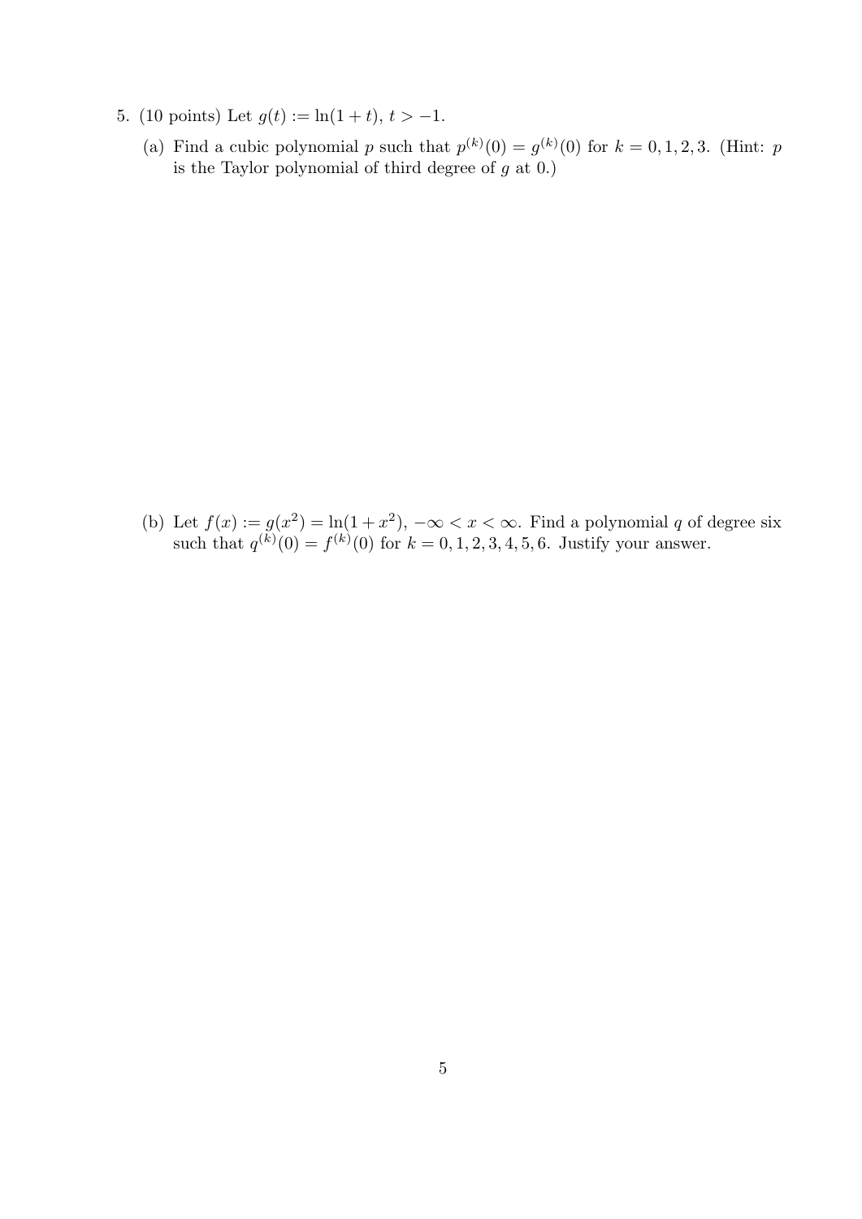5. (10 points) Let $g(t) := \ln(1+t)$, $t > -1$.

   (a) Find a cubic polynomial $p$ such that $p^{(k)}(0) = g^{(k)}(0)$ for $k = 0, 1, 2, 3$. (Hint: $p$ is the Taylor polynomial of third degree of $g$ at 0.)

   (b) Let $f(x) := g(x^2) = \ln(1+x^2)$, $-\infty < x < \infty$. Find a polynomial $q$ of degree six such that $q^{(k)}(0) = f^{(k)}(0)$ for $k = 0, 1, 2, 3, 4, 5, 6$. Justify your answer.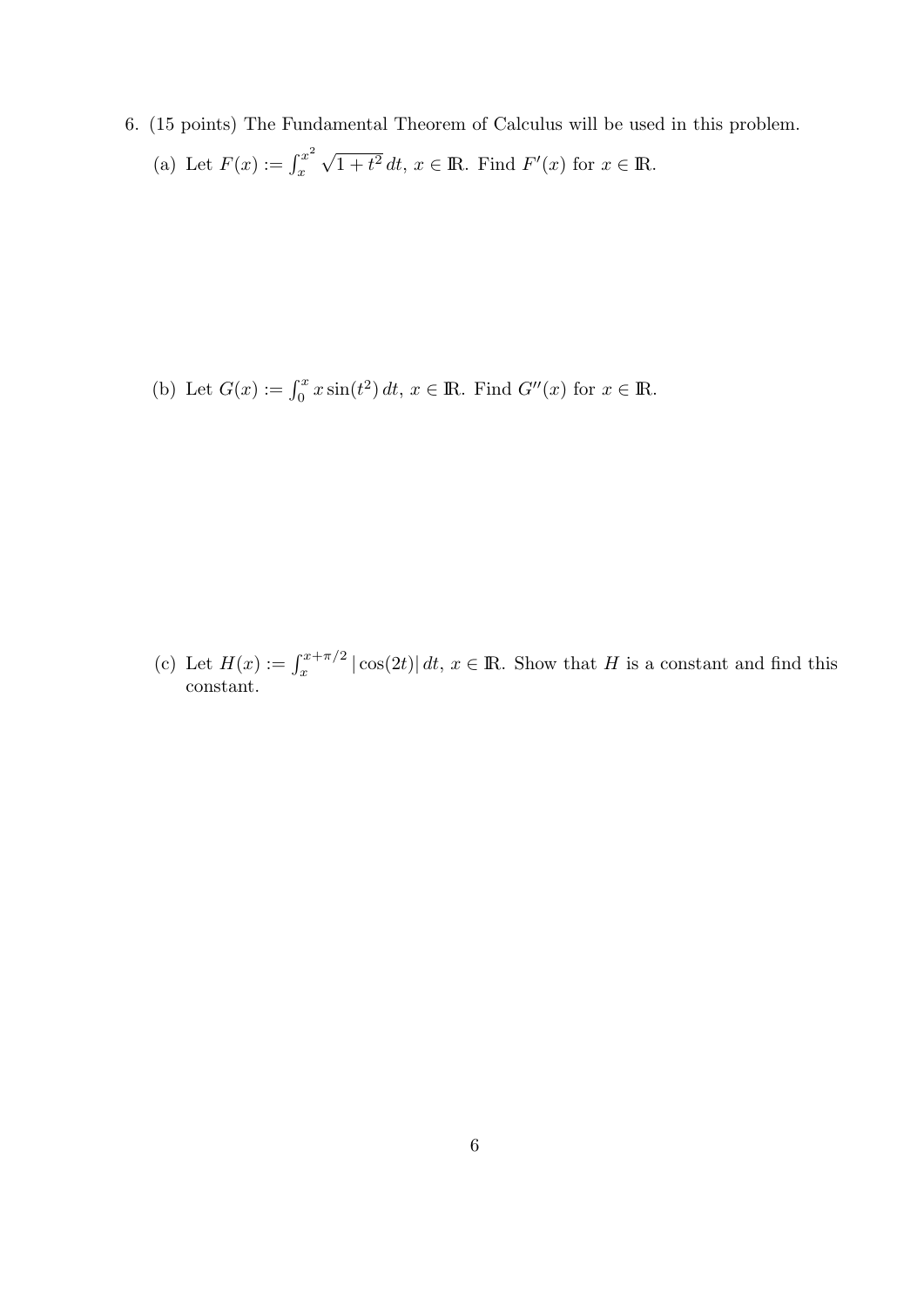6. (15 points) The Fundamental Theorem of Calculus will be used in this problem.

   (a) Let $F(x) := \int_x^{x^2} \sqrt{1+t^2}\, dt$, $x \in \mathbb{R}$. Find $F'(x)$ for $x \in \mathbb{R}$.

   (b) Let $G(x) := \int_0^x x \sin(t^2)\, dt$, $x \in \mathbb{R}$. Find $G''(x)$ for $x \in \mathbb{R}$.

   (c) Let $H(x) := \int_x^{x+\pi/2} |\cos(2t)|\, dt$, $x \in \mathbb{R}$. Show that $H$ is a constant and find this constant.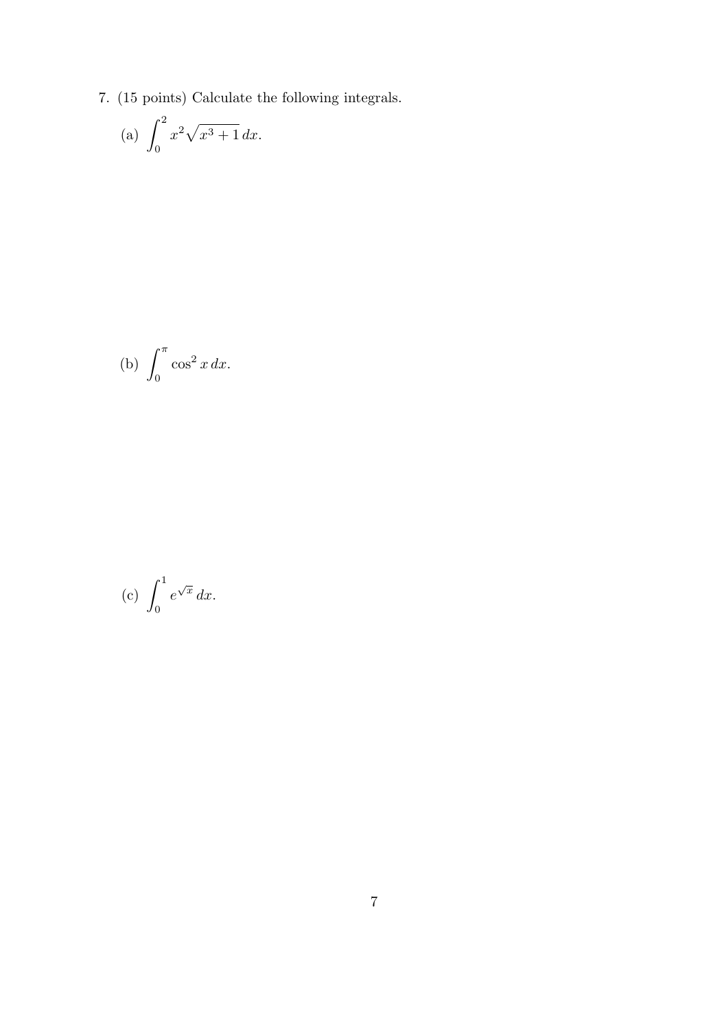7. (15 points) Calculate the following integrals.

(a) $\displaystyle\int_0^2 x^2\sqrt{x^3+1}\,dx.$

(b) $\displaystyle\int_0^\pi \cos^2 x\,dx.$

(c) $\displaystyle\int_0^1 e^{\sqrt{x}}\,dx.$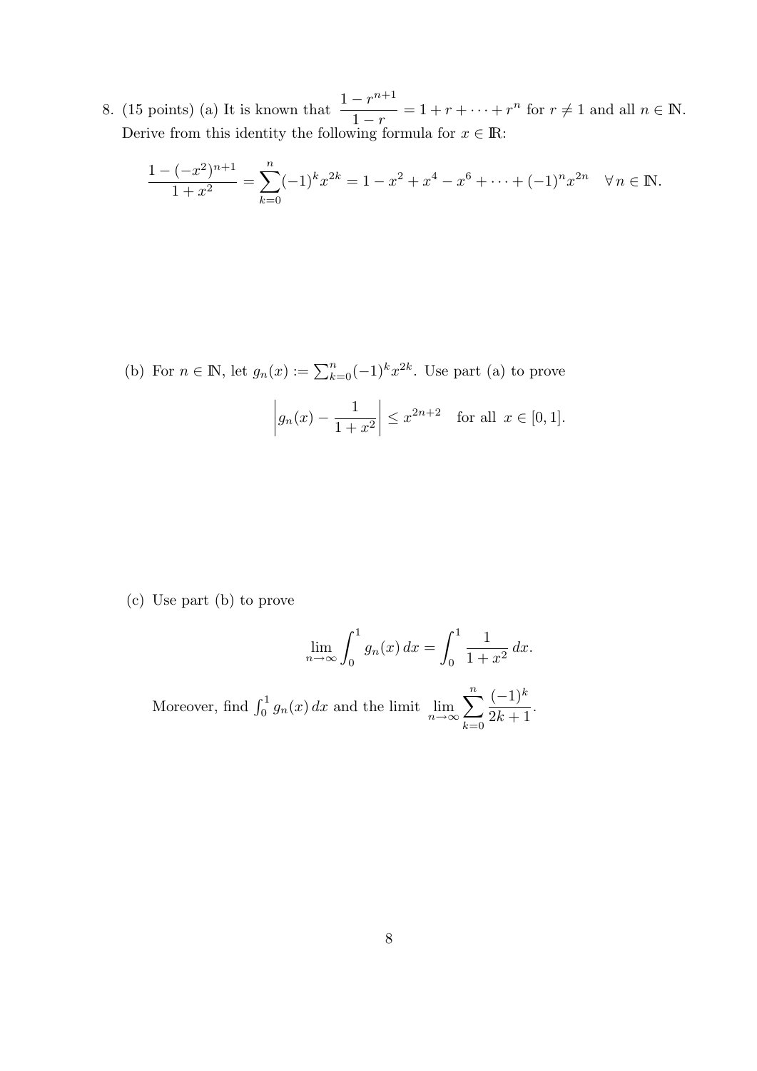8. (15 points) (a) It is known that $\dfrac{1-r^{n+1}}{1-r} = 1 + r + \cdots + r^n$ for $r \neq 1$ and all $n \in \mathbb{N}$. Derive from this identity the following formula for $x \in \mathbb{R}$:

$$\frac{1-(-x^2)^{n+1}}{1+x^2} = \sum_{k=0}^{n} (-1)^k x^{2k} = 1 - x^2 + x^4 - x^6 + \cdots + (-1)^n x^{2n} \quad \forall\, n \in \mathbb{N}.$$

(b) For $n \in \mathbb{N}$, let $g_n(x) := \sum_{k=0}^{n} (-1)^k x^{2k}$. Use part (a) to prove

$$\left| g_n(x) - \frac{1}{1+x^2} \right| \leq x^{2n+2} \quad \text{for all } \; x \in [0,1].$$

(c) Use part (b) to prove

$$\lim_{n\to\infty} \int_0^1 g_n(x)\, dx = \int_0^1 \frac{1}{1+x^2}\, dx.$$

Moreover, find $\int_0^1 g_n(x)\, dx$ and the limit $\displaystyle \lim_{n\to\infty} \sum_{k=0}^{n} \frac{(-1)^k}{2k+1}$.